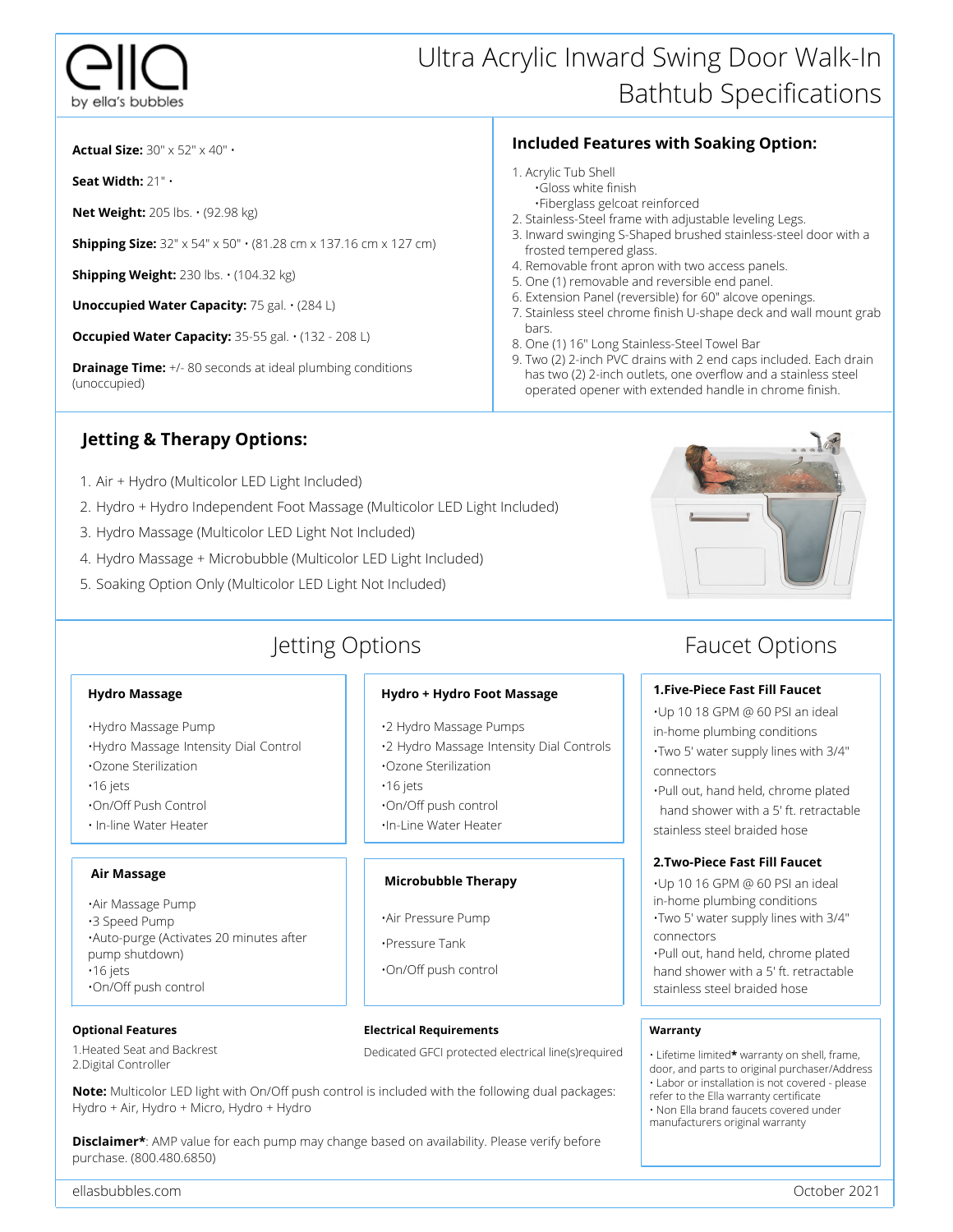ella
by ella's bubbles

# Ultra Acrylic Inward Swing Door Walk-In Bathtub Specifications

**Actual Size:** 30" x 52" x 40" •

**Seat Width:** 21" •

**Net Weight:** 205 lbs. • (92.98 kg)

**Shipping Size:** 32" x 54" x 50" • (81.28 cm x 137.16 cm x 127 cm)

**Shipping Weight:** 230 lbs. • (104.32 kg)

**Unoccupied Water Capacity:** 75 gal. • (284 L)

**Occupied Water Capacity:** 35-55 gal. • (132 - 208 L)

**Drainage Time:** +/- 80 seconds at ideal plumbing conditions (unoccupied)

## Included Features with Soaking Option:

1. Acrylic Tub Shell
   - •Gloss white finish
   - •Fiberglass gelcoat reinforced
2. Stainless-Steel frame with adjustable leveling Legs.
3. Inward swinging S-Shaped brushed stainless-steel door with a frosted tempered glass.
4. Removable front apron with two access panels.
5. One (1) removable and reversible end panel.
6. Extension Panel (reversible) for 60" alcove openings.
7. Stainless steel chrome finish U-shape deck and wall mount grab bars.
8. One (1) 16" Long Stainless-Steel Towel Bar
9. Two (2) 2-inch PVC drains with 2 end caps included. Each drain has two (2) 2-inch outlets, one overflow and a stainless steel operated opener with extended handle in chrome finish.

## Jetting & Therapy Options:

1. Air + Hydro (Multicolor LED Light Included)
2. Hydro + Hydro Independent Foot Massage (Multicolor LED Light Included)
3. Hydro Massage (Multicolor LED Light Not Included)
4. Hydro Massage + Microbubble (Multicolor LED Light Included)
5. Soaking Option Only (Multicolor LED Light Not Included)

## Jetting Options

**Hydro Massage**

- •Hydro Massage Pump
- •Hydro Massage Intensity Dial Control
- •Ozone Sterilization
- •16 jets
- •On/Off Push Control
- • In-line Water Heater

**Hydro + Hydro Foot Massage**

- •2 Hydro Massage Pumps
- •2 Hydro Massage Intensity Dial Controls
- •Ozone Sterilization
- •16 jets
- •On/Off push control
- •In-Line Water Heater

**Air Massage**

- •Air Massage Pump
- •3 Speed Pump
- •Auto-purge (Activates 20 minutes after pump shutdown)
- •16 jets
- •On/Off push control

**Microbubble Therapy**

- •Air Pressure Pump
- •Pressure Tank
- •On/Off push control

## Faucet Options

**1.Five-Piece Fast Fill Faucet**

- •Up 10 18 GPM @ 60 PSI an ideal in-home plumbing conditions
- •Two 5' water supply lines with 3/4" connectors
- •Pull out, hand held, chrome plated hand shower with a 5' ft. retractable stainless steel braided hose

**2.Two-Piece Fast Fill Faucet**

- •Up 10 16 GPM @ 60 PSI an ideal in-home plumbing conditions
- •Two 5' water supply lines with 3/4" connectors
- •Pull out, hand held, chrome plated hand shower with a 5' ft. retractable stainless steel braided hose

**Optional Features**

1.Heated Seat and Backrest
2.Digital Controller

**Electrical Requirements**

Dedicated GFCI protected electrical line(s)required

**Note:** Multicolor LED light with On/Off push control is included with the following dual packages: Hydro + Air, Hydro + Micro, Hydro + Hydro

**Disclaimer***: AMP value for each pump may change based on availability. Please verify before purchase. (800.480.6850)

**Warranty**

- • Lifetime limited* warranty on shell, frame, door, and parts to original purchaser/Address
- • Labor or installation is not covered - please refer to the Ella warranty certificate
- • Non Ella brand faucets covered under manufacturers original warranty

ellasbubbles.com

October 2021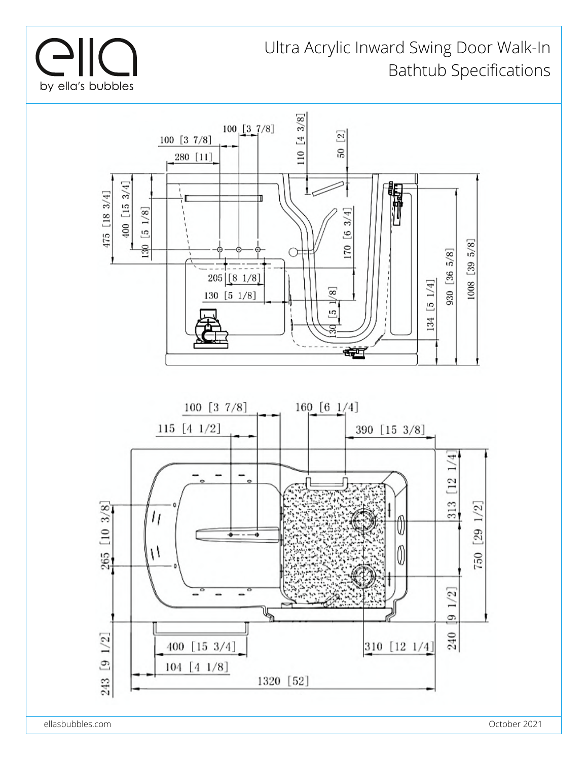# Ultra Acrylic Inward Swing Door Walk-In Bathtub Specifications

100 [3 7/8]

100 [3 7/8]

280 [11]

110 [4 3/8]

50 [2]

475 [18 3/4]

400 [15 3/4]

130 [5 1/8]

170 [6 3/4]

205 [8 1/8]

130 [5 1/8]

130 [5 1/8]

134 [5 1/4]

930 [36 5/8]

1008 [39 5/8]

100 [3 7/8]

160 [6 1/4]

115 [4 1/2]

390 [15 3/8]

313 [12 1/4]

265 [10 3/8]

750 [29 1/2]

240 [9 1/2]

400 [15 3/4]

310 [12 1/4]

104 [4 1/8]

243 [9 1/2]

1320 [52]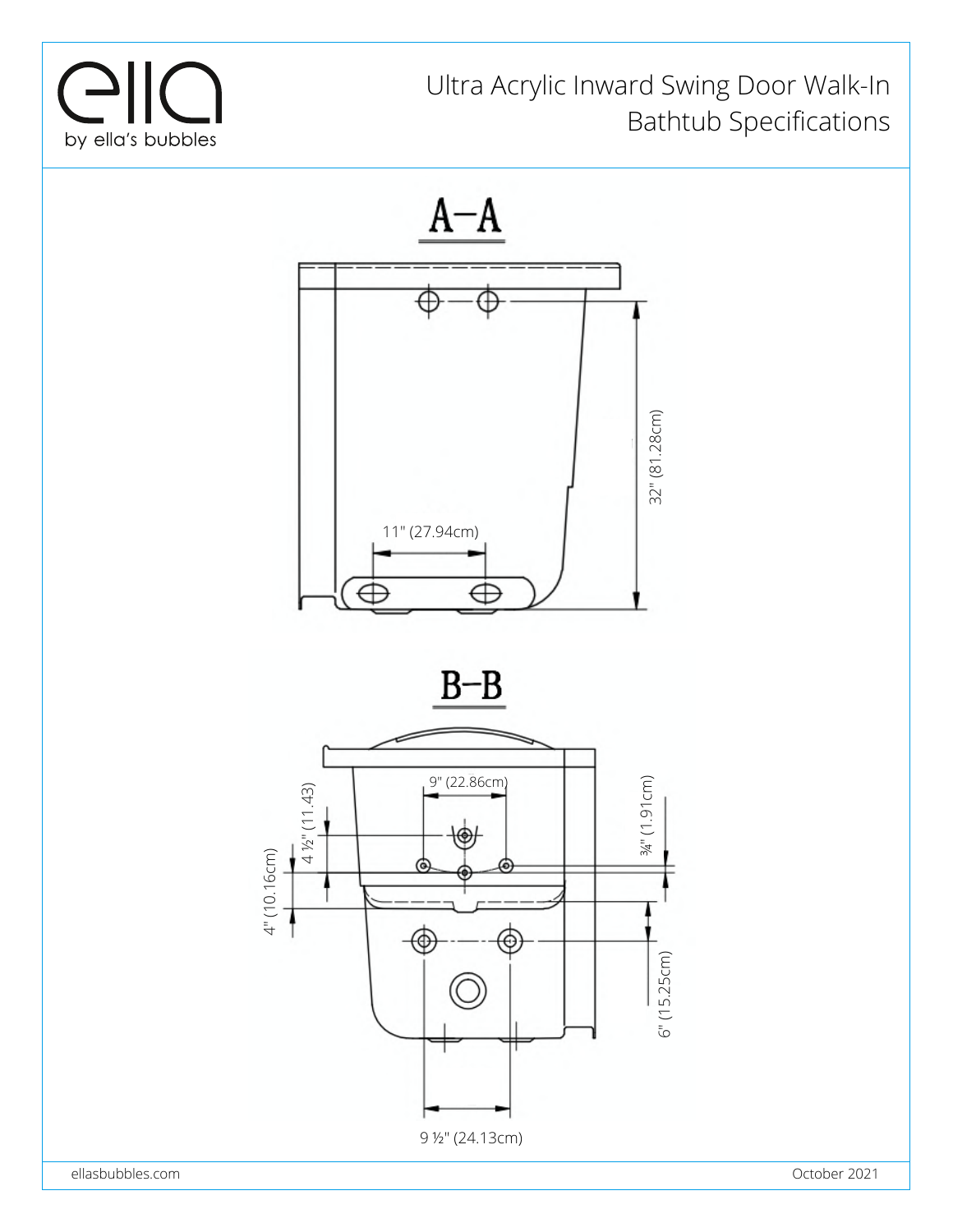# Ultra Acrylic Inward Swing Door Walk-In Bathtub Specifications

## A–A

11" (27.94cm)

32" (81.28cm)

## B–B

9" (22.86cm)

4 ½" (11.43)

4" (10.16cm)

¾" (1.91cm)

6" (15.25cm)

9 ½" (24.13cm)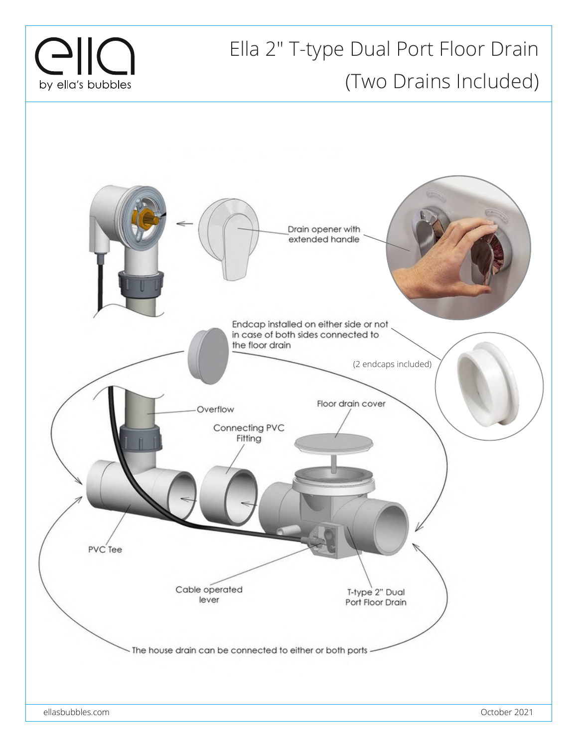# Ella 2" T-type Dual Port Floor Drain (Two Drains Included)

Drain opener with extended handle

Endcap installed on either side or not in case of both sides connected to the floor drain

(2 endcaps included)

Overflow

Floor drain cover

Connecting PVC Fitting

PVC Tee

Cable operated lever

T-type 2" Dual Port Floor Drain

The house drain can be connected to either or both ports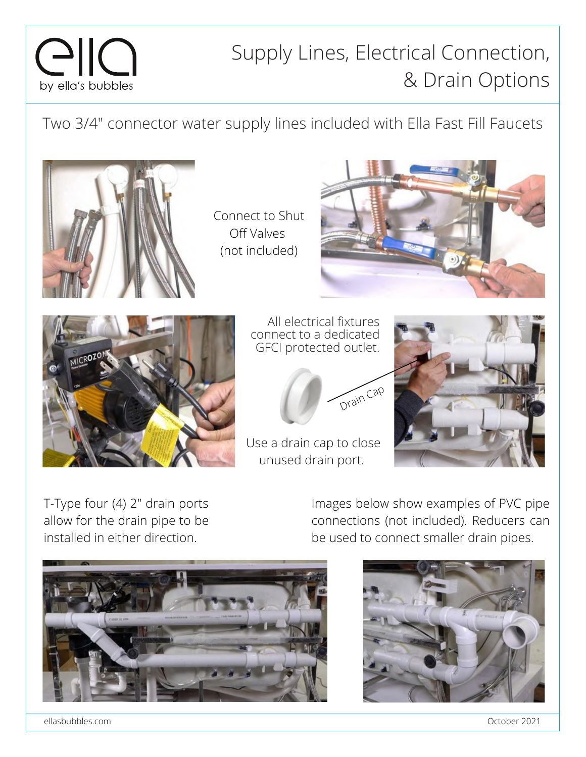# Supply Lines, Electrical Connection, & Drain Options

Two 3/4" connector water supply lines included with Ella Fast Fill Faucets

Connect to Shut Off Valves (not included)

All electrical fixtures connect to a dedicated GFCI protected outlet.

Drain Cap

Use a drain cap to close unused drain port.

T-Type four (4) 2" drain ports allow for the drain pipe to be installed in either direction.

Images below show examples of PVC pipe connections (not included). Reducers can be used to connect smaller drain pipes.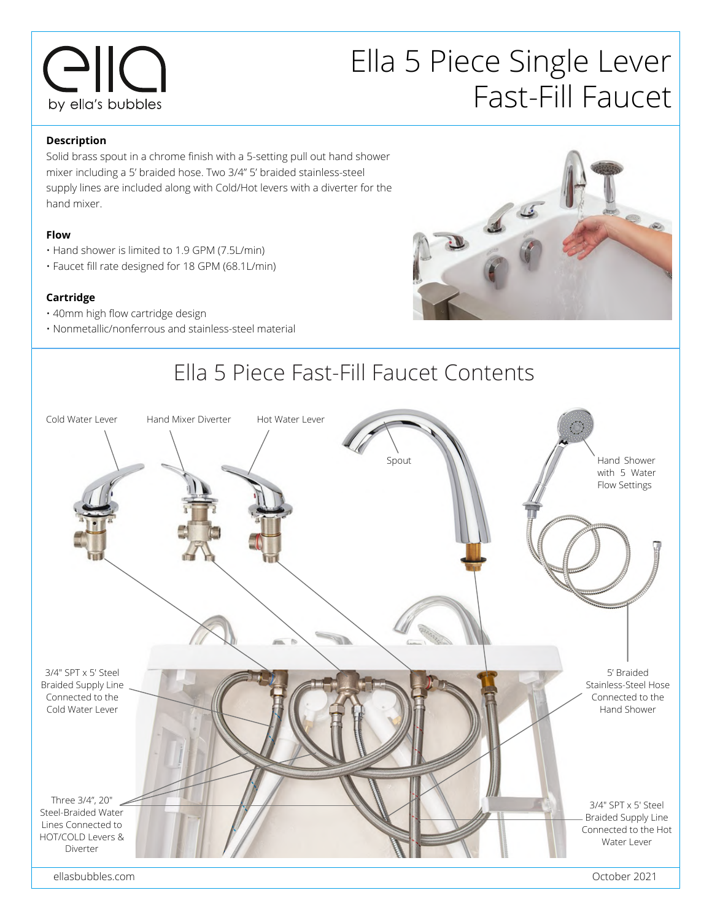# Ella 5 Piece Single Lever Fast-Fill Faucet

### Description

Solid brass spout in a chrome finish with a 5-setting pull out hand shower mixer including a 5' braided hose. Two 3/4" 5' braided stainless-steel supply lines are included along with Cold/Hot levers with a diverter for the hand mixer.

### Flow

- Hand shower is limited to 1.9 GPM (7.5L/min)
- Faucet fill rate designed for 18 GPM (68.1L/min)

### Cartridge

- 40mm high flow cartridge design
- Nonmetallic/nonferrous and stainless-steel material

## Ella 5 Piece Fast-Fill Faucet Contents

Cold Water Lever

Hand Mixer Diverter

Hot Water Lever

Spout

Hand Shower with 5 Water Flow Settings

3/4" SPT x 5' Steel Braided Supply Line Connected to the Cold Water Lever

5' Braided Stainless-Steel Hose Connected to the Hand Shower

Three 3/4", 20" Steel-Braided Water Lines Connected to HOT/COLD Levers & Diverter

3/4" SPT x 5' Steel Braided Supply Line Connected to the Hot Water Lever

ellasbubbles.com

October 2021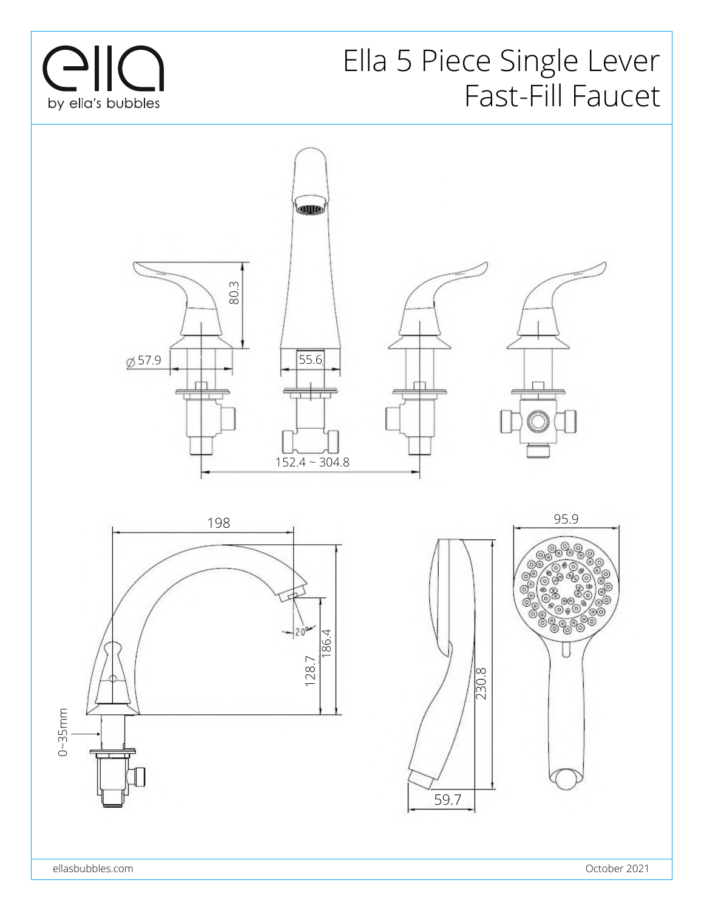ella
by ella's bubbles

# Ella 5 Piece Single Lever Fast-Fill Faucet

80.3

⌀57.9

55.6

152.4 ~ 304.8

198

20°

128.7

186.4

0~35mm

95.9

230.8

59.7

ellasbubbles.com

October 2021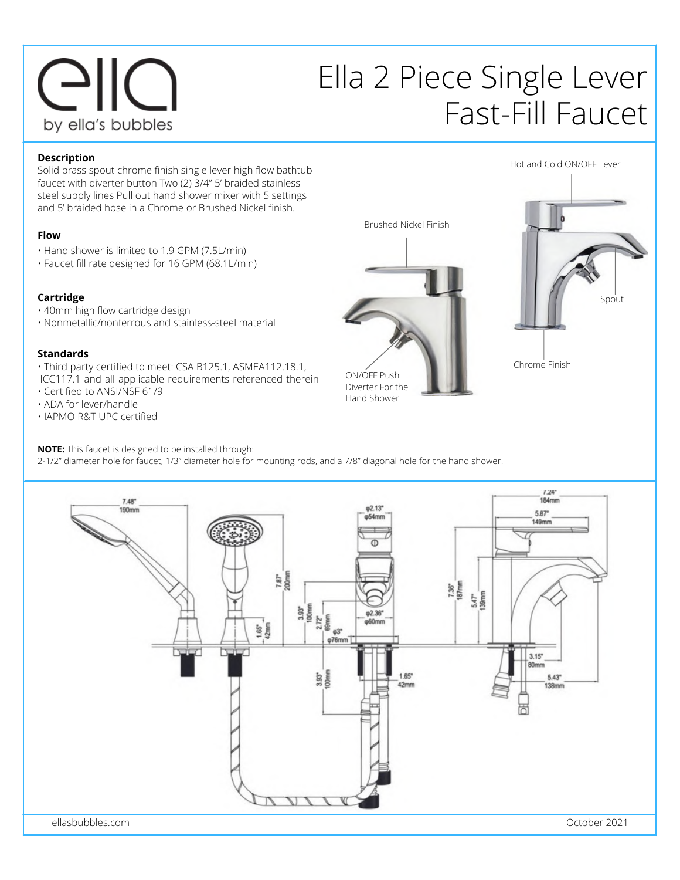ella
by ella's bubbles

# Ella 2 Piece Single Lever Fast-Fill Faucet

### Description

Solid brass spout chrome finish single lever high flow bathtub faucet with diverter button Two (2) 3/4" 5' braided stainless-steel supply lines Pull out hand shower mixer with 5 settings and 5' braided hose in a Chrome or Brushed Nickel finish.

### Flow

- Hand shower is limited to 1.9 GPM (7.5L/min)
- Faucet fill rate designed for 16 GPM (68.1L/min)

### Cartridge

- 40mm high flow cartridge design
- Nonmetallic/nonferrous and stainless-steel material

### Standards

- Third party certified to meet: CSA B125.1, ASMEA112.18.1, ICC117.1 and all applicable requirements referenced therein
- Certified to ANSI/NSF 61/9
- ADA for lever/handle
- IAPMO R&T UPC certified

Hot and Cold ON/OFF Lever

Brushed Nickel Finish

Spout

Chrome Finish

ON/OFF Push Diverter For the Hand Shower

**NOTE:** This faucet is designed to be installed through:
2-1/2" diameter hole for faucet, 1/3" diameter hole for mounting rods, and a 7/8" diagonal hole for the hand shower.

7.48" 190mm

7.87" 200mm

1.65" 42mm

φ2.13" φ54mm

3.93" 100mm

2.72" 69mm

φ2.36" φ60mm

φ3" φ76mm

3.93" 100mm

1.65" 42mm

7.24" 184mm

5.87" 149mm

7.36" 187mm

5.47" 139mm

3.15" 80mm

5.43" 138mm

ellasbubbles.com

October 2021